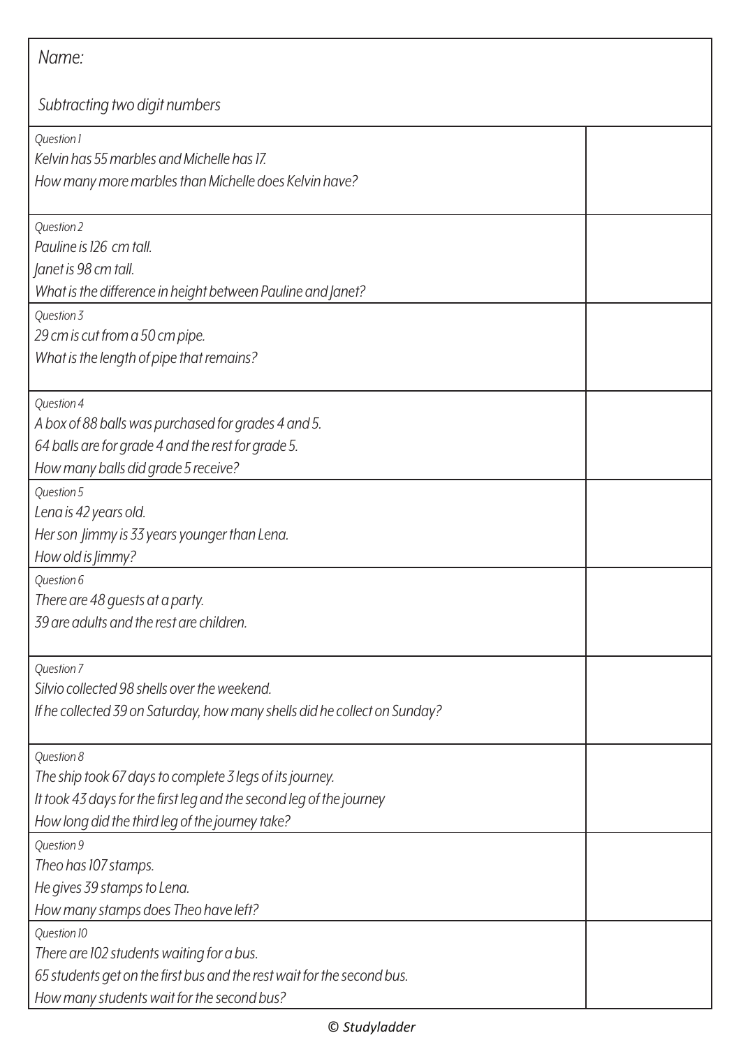Name:

Subtracting two digit numbers

| | |
|---|---|
| *Question 1*<br>*Kelvin has 55 marbles and Michelle has 17.*<br>*How many more marbles than Michelle does Kelvin have?* | |
| *Question 2*<br>*Pauline is 126 cm tall.*<br>*Janet is 98 cm tall.*<br>*What is the difference in height between Pauline and Janet?* | |
| *Question 3*<br>*29 cm is cut from a 50 cm pipe.*<br>*What is the length of pipe that remains?* | |
| *Question 4*<br>*A box of 88 balls was purchased for grades 4 and 5.*<br>*64 balls are for grade 4 and the rest for grade 5.*<br>*How many balls did grade 5 receive?* | |
| *Question 5*<br>*Lena is 42 years old.*<br>*Her son Jimmy is 33 years younger than Lena.*<br>*How old is Jimmy?* | |
| *Question 6*<br>*There are 48 guests at a party.*<br>*39 are adults and the rest are children.* | |
| *Question 7*<br>*Silvio collected 98 shells over the weekend.*<br>*If he collected 39 on Saturday, how many shells did he collect on Sunday?* | |
| *Question 8*<br>*The ship took 67 days to complete 3 legs of its journey.*<br>*It took 43 days for the first leg and the second leg of the journey*<br>*How long did the third leg of the journey take?* | |
| *Question 9*<br>*Theo has 107 stamps.*<br>*He gives 39 stamps to Lena.*<br>*How many stamps does Theo have left?* | |
| *Question 10*<br>*There are 102 students waiting for a bus.*<br>*65 students get on the first bus and the rest wait for the second bus.*<br>*How many students wait for the second bus?* | |

© Studyladder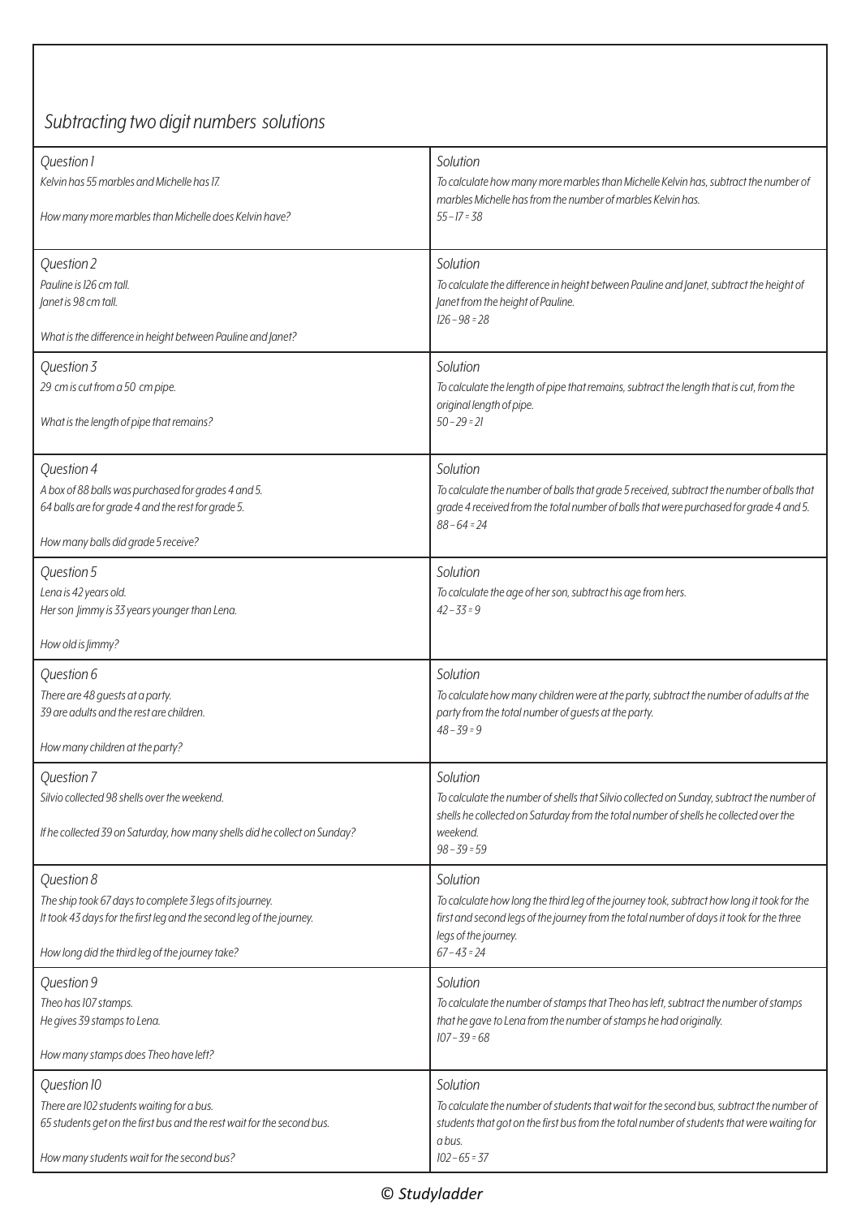# Subtracting two digit numbers solutions

| Question | Solution |
| --- | --- |
| **Question 1**<br>Kelvin has 55 marbles and Michelle has 17.<br><br>How many more marbles than Michelle does Kelvin have? | **Solution**<br>To calculate how many more marbles than Michelle Kelvin has, subtract the number of marbles Michelle has from the number of marbles Kelvin has.<br>$55 - 17 = 38$ |
| **Question 2**<br>Pauline is 126 cm tall.<br>Janet is 98 cm tall.<br><br>What is the difference in height between Pauline and Janet? | **Solution**<br>To calculate the difference in height between Pauline and Janet, subtract the height of Janet from the height of Pauline.<br>$126 - 98 = 28$ |
| **Question 3**<br>29 cm is cut from a 50 cm pipe.<br><br>What is the length of pipe that remains? | **Solution**<br>To calculate the length of pipe that remains, subtract the length that is cut, from the original length of pipe.<br>$50 - 29 = 21$ |
| **Question 4**<br>A box of 88 balls was purchased for grades 4 and 5.<br>64 balls are for grade 4 and the rest for grade 5.<br><br>How many balls did grade 5 receive? | **Solution**<br>To calculate the number of balls that grade 5 received, subtract the number of balls that grade 4 received from the total number of balls that were purchased for grade 4 and 5.<br>$88 - 64 = 24$ |
| **Question 5**<br>Lena is 42 years old.<br>Her son Jimmy is 33 years younger than Lena.<br><br>How old is Jimmy? | **Solution**<br>To calculate the age of her son, subtract his age from hers.<br>$42 - 33 = 9$ |
| **Question 6**<br>There are 48 guests at a party.<br>39 are adults and the rest are children.<br><br>How many children at the party? | **Solution**<br>To calculate how many children were at the party, subtract the number of adults at the party from the total number of guests at the party.<br>$48 - 39 = 9$ |
| **Question 7**<br>Silvio collected 98 shells over the weekend.<br><br>If he collected 39 on Saturday, how many shells did he collect on Sunday? | **Solution**<br>To calculate the number of shells that Silvio collected on Sunday, subtract the number of shells he collected on Saturday from the total number of shells he collected over the weekend.<br>$98 - 39 = 59$ |
| **Question 8**<br>The ship took 67 days to complete 3 legs of its journey.<br>It took 43 days for the first leg and the second leg of the journey.<br><br>How long did the third leg of the journey take? | **Solution**<br>To calculate how long the third leg of the journey took, subtract how long it took for the first and second legs of the journey from the total number of days it took for the three legs of the journey.<br>$67 - 43 = 24$ |
| **Question 9**<br>Theo has 107 stamps.<br>He gives 39 stamps to Lena.<br><br>How many stamps does Theo have left? | **Solution**<br>To calculate the number of stamps that Theo has left, subtract the number of stamps that he gave to Lena from the number of stamps he had originally.<br>$107 - 39 = 68$ |
| **Question 10**<br>There are 102 students waiting for a bus.<br>65 students get on the first bus and the rest wait for the second bus.<br><br>How many students wait for the second bus? | **Solution**<br>To calculate the number of students that wait for the second bus, subtract the number of students that got on the first bus from the total number of students that were waiting for a bus.<br>$102 - 65 = 37$ |

© Studyladder